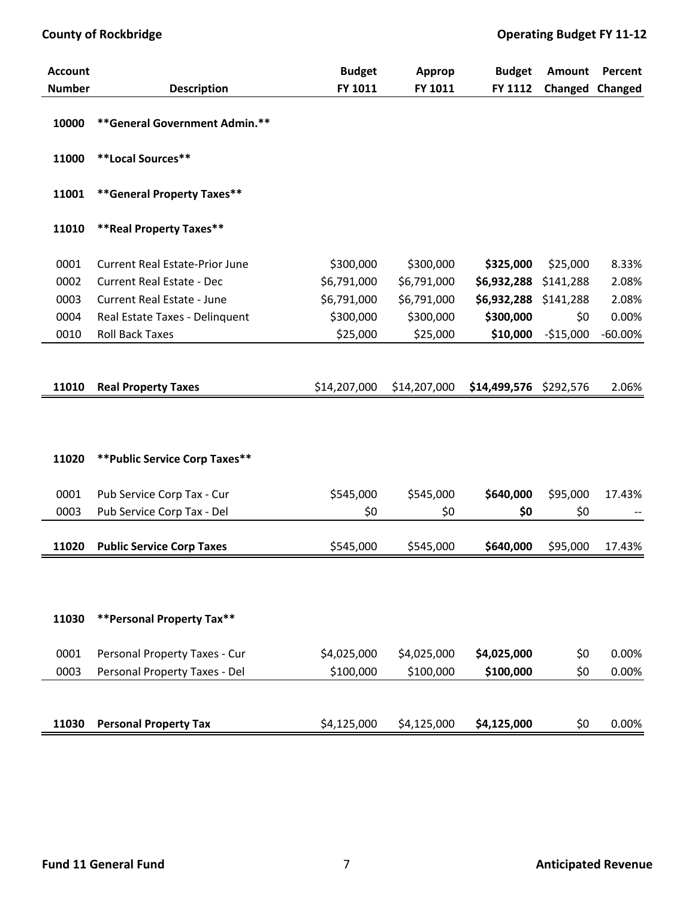| Account Number | Description | Budget FY 1011 | Approp FY 1011 | Budget FY 1112 | Amount Changed | Percent Changed |
|---|---|---|---|---|---|---|
| 10000 | **General Government Admin.** | | | | | |
| 11000 | **Local Sources** | | | | | |
| 11001 | **General Property Taxes** | | | | | |
| 11010 | **Real Property Taxes** | | | | | |
| 0001 | Current Real Estate-Prior June | $300,000 | $300,000 | **$325,000** | $25,000 | 8.33% |
| 0002 | Current Real Estate - Dec | $6,791,000 | $6,791,000 | **$6,932,288** | $141,288 | 2.08% |
| 0003 | Current Real Estate - June | $6,791,000 | $6,791,000 | **$6,932,288** | $141,288 | 2.08% |
| 0004 | Real Estate Taxes - Delinquent | $300,000 | $300,000 | **$300,000** | $0 | 0.00% |
| 0010 | Roll Back Taxes | $25,000 | $25,000 | **$10,000** | -$15,000 | -60.00% |
| **11010** | **Real Property Taxes** | $14,207,000 | $14,207,000 | **$14,499,576** | $292,576 | 2.06% |
| 11020 | **Public Service Corp Taxes** | | | | | |
| 0001 | Pub Service Corp Tax - Cur | $545,000 | $545,000 | **$640,000** | $95,000 | 17.43% |
| 0003 | Pub Service Corp Tax - Del | $0 | $0 | **$0** | $0 | -- |
| **11020** | **Public Service Corp Taxes** | $545,000 | $545,000 | **$640,000** | $95,000 | 17.43% |
| 11030 | **Personal Property Tax** | | | | | |
| 0001 | Personal Property Taxes - Cur | $4,025,000 | $4,025,000 | **$4,025,000** | $0 | 0.00% |
| 0003 | Personal Property Taxes - Del | $100,000 | $100,000 | **$100,000** | $0 | 0.00% |
| **11030** | **Personal Property Tax** | $4,125,000 | $4,125,000 | **$4,125,000** | $0 | 0.00% |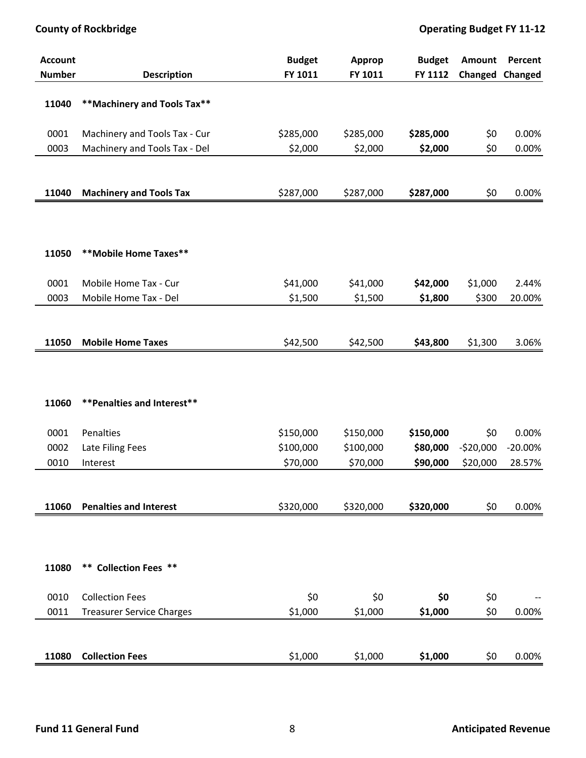| Account Number | Description | Budget FY 1011 | Approp FY 1011 | Budget FY 1112 | Amount Changed | Percent Changed |
|---|---|---|---|---|---|---|
| **11040** | **\*\*Machinery and Tools Tax\*\*** | | | | | |
| 0001 | Machinery and Tools Tax - Cur | $285,000 | $285,000 | **$285,000** | $0 | 0.00% |
| 0003 | Machinery and Tools Tax - Del | $2,000 | $2,000 | **$2,000** | $0 | 0.00% |
| **11040** | **Machinery and Tools Tax** | $287,000 | $287,000 | **$287,000** | $0 | 0.00% |
| **11050** | **\*\*Mobile Home Taxes\*\*** | | | | | |
| 0001 | Mobile Home Tax - Cur | $41,000 | $41,000 | **$42,000** | $1,000 | 2.44% |
| 0003 | Mobile Home Tax - Del | $1,500 | $1,500 | **$1,800** | $300 | 20.00% |
| **11050** | **Mobile Home Taxes** | $42,500 | $42,500 | **$43,800** | $1,300 | 3.06% |
| **11060** | **\*\*Penalties and Interest\*\*** | | | | | |
| 0001 | Penalties | $150,000 | $150,000 | **$150,000** | $0 | 0.00% |
| 0002 | Late Filing Fees | $100,000 | $100,000 | **$80,000** | -$20,000 | -20.00% |
| 0010 | Interest | $70,000 | $70,000 | **$90,000** | $20,000 | 28.57% |
| **11060** | **Penalties and Interest** | $320,000 | $320,000 | **$320,000** | $0 | 0.00% |
| **11080** | **\*\* Collection Fees \*\*** | | | | | |
| 0010 | Collection Fees | $0 | $0 | **$0** | $0 | -- |
| 0011 | Treasurer Service Charges | $1,000 | $1,000 | **$1,000** | $0 | 0.00% |
| **11080** | **Collection Fees** | $1,000 | $1,000 | **$1,000** | $0 | 0.00% |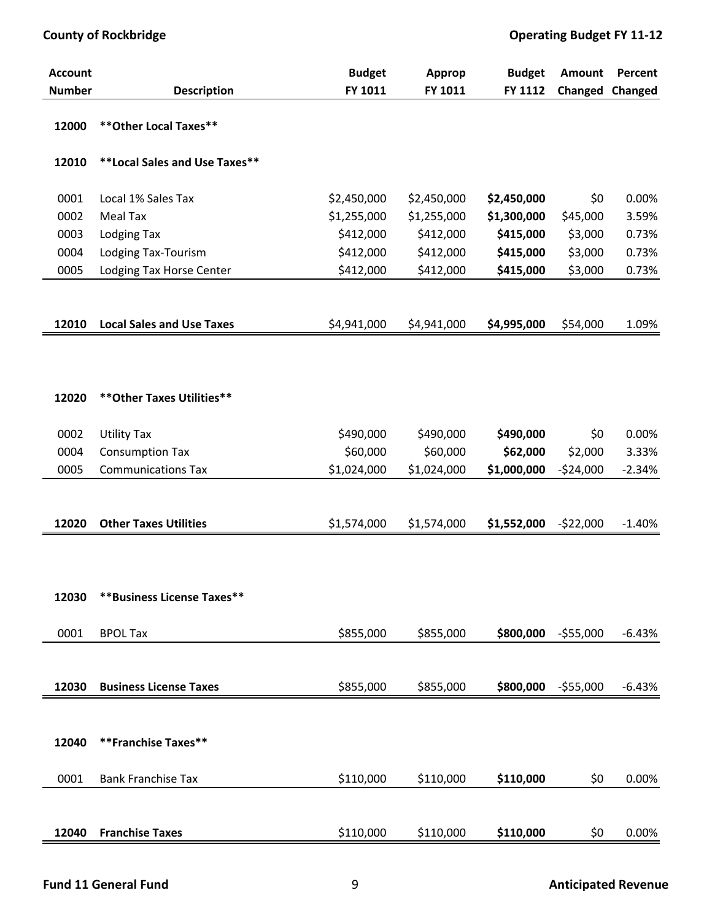| Account Number | Description | Budget FY 1011 | Approp FY 1011 | Budget FY 1112 | Amount Changed | Percent Changed |
|---|---|---|---|---|---|---|
| 12000 | **Other Local Taxes** | | | | | |
| 12010 | **Local Sales and Use Taxes** | | | | | |
| 0001 | Local 1% Sales Tax | $2,450,000 | $2,450,000 | **$2,450,000** | $0 | 0.00% |
| 0002 | Meal Tax | $1,255,000 | $1,255,000 | **$1,300,000** | $45,000 | 3.59% |
| 0003 | Lodging Tax | $412,000 | $412,000 | **$415,000** | $3,000 | 0.73% |
| 0004 | Lodging Tax-Tourism | $412,000 | $412,000 | **$415,000** | $3,000 | 0.73% |
| 0005 | Lodging Tax Horse Center | $412,000 | $412,000 | **$415,000** | $3,000 | 0.73% |
| **12010** | **Local Sales and Use Taxes** | $4,941,000 | $4,941,000 | **$4,995,000** | $54,000 | 1.09% |
| 12020 | **Other Taxes Utilities** | | | | | |
| 0002 | Utility Tax | $490,000 | $490,000 | **$490,000** | $0 | 0.00% |
| 0004 | Consumption Tax | $60,000 | $60,000 | **$62,000** | $2,000 | 3.33% |
| 0005 | Communications Tax | $1,024,000 | $1,024,000 | **$1,000,000** | -$24,000 | -2.34% |
| **12020** | **Other Taxes Utilities** | $1,574,000 | $1,574,000 | **$1,552,000** | -$22,000 | -1.40% |
| 12030 | **Business License Taxes** | | | | | |
| 0001 | BPOL Tax | $855,000 | $855,000 | **$800,000** | -$55,000 | -6.43% |
| **12030** | **Business License Taxes** | $855,000 | $855,000 | **$800,000** | -$55,000 | -6.43% |
| 12040 | **Franchise Taxes** | | | | | |
| 0001 | Bank Franchise Tax | $110,000 | $110,000 | **$110,000** | $0 | 0.00% |
| **12040** | **Franchise Taxes** | $110,000 | $110,000 | **$110,000** | $0 | 0.00% |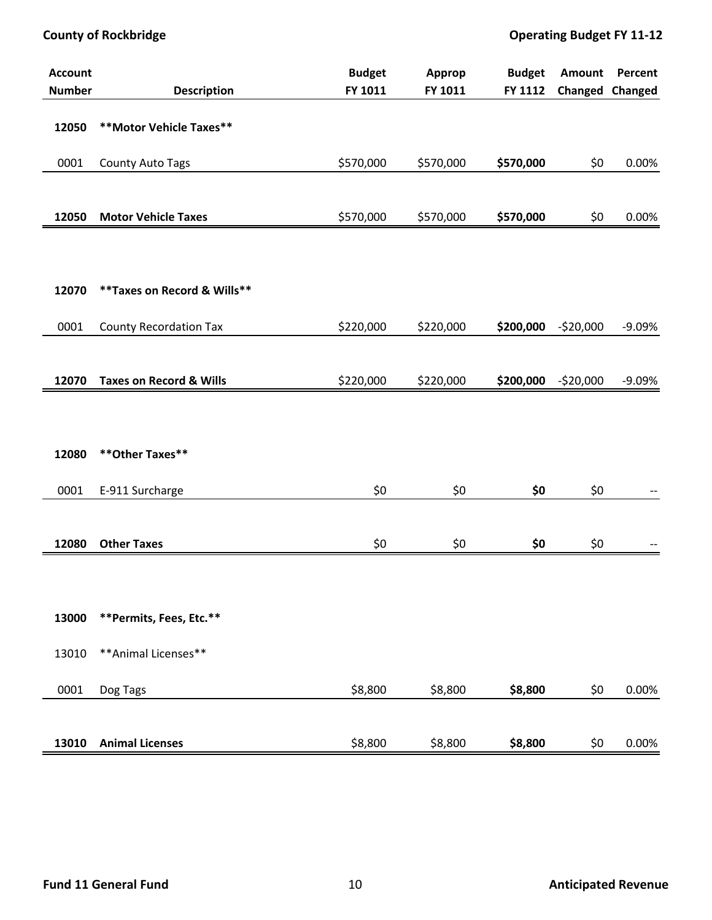| Account Number | Description | Budget FY 1011 | Approp FY 1011 | Budget FY 1112 | Amount Changed | Percent Changed |
|---|---|---|---|---|---|---|
| **12050** | **\*\*Motor Vehicle Taxes\*\*** | | | | | |
| 0001 | County Auto Tags | $570,000 | $570,000 | **$570,000** | $0 | 0.00% |
| **12050** | **Motor Vehicle Taxes** | $570,000 | $570,000 | **$570,000** | $0 | 0.00% |
| **12070** | **\*\*Taxes on Record & Wills\*\*** | | | | | |
| 0001 | County Recordation Tax | $220,000 | $220,000 | **$200,000** | -$20,000 | -9.09% |
| **12070** | **Taxes on Record & Wills** | $220,000 | $220,000 | **$200,000** | -$20,000 | -9.09% |
| **12080** | **\*\*Other Taxes\*\*** | | | | | |
| 0001 | E-911 Surcharge | $0 | $0 | **$0** | $0 | -- |
| **12080** | **Other Taxes** | $0 | $0 | **$0** | $0 | -- |
| **13000** | **\*\*Permits, Fees, Etc.\*\*** | | | | | |
| 13010 | \*\*Animal Licenses\*\* | | | | | |
| 0001 | Dog Tags | $8,800 | $8,800 | **$8,800** | $0 | 0.00% |
| **13010** | **Animal Licenses** | $8,800 | $8,800 | **$8,800** | $0 | 0.00% |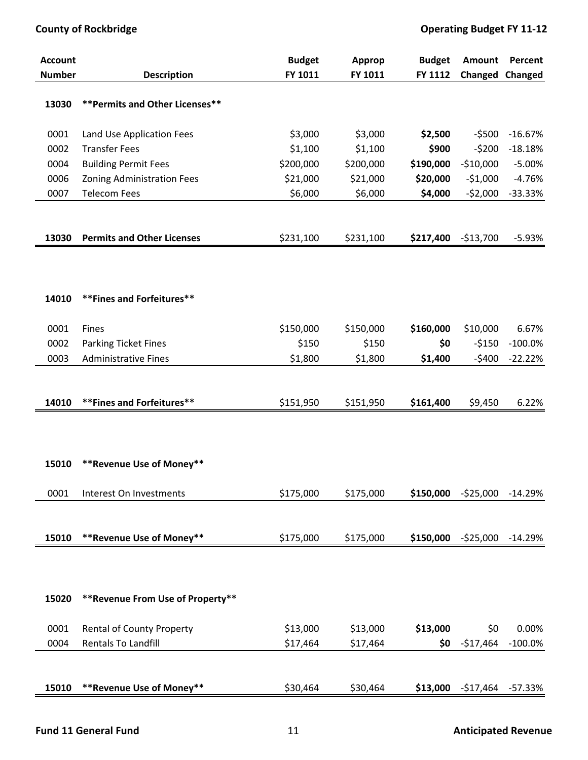| Account Number | Description | Budget FY 1011 | Approp FY 1011 | Budget FY 1112 | Amount Changed | Percent Changed |
|---|---|---|---|---|---|---|
| 13030 | **Permits and Other Licenses** | | | | | |
| 0001 | Land Use Application Fees | $3,000 | $3,000 | **$2,500** | -$500 | -16.67% |
| 0002 | Transfer Fees | $1,100 | $1,100 | **$900** | -$200 | -18.18% |
| 0004 | Building Permit Fees | $200,000 | $200,000 | **$190,000** | -$10,000 | -5.00% |
| 0006 | Zoning Administration Fees | $21,000 | $21,000 | **$20,000** | -$1,000 | -4.76% |
| 0007 | Telecom Fees | $6,000 | $6,000 | **$4,000** | -$2,000 | -33.33% |
| **13030** | **Permits and Other Licenses** | $231,100 | $231,100 | **$217,400** | -$13,700 | -5.93% |
| 14010 | **Fines and Forfeitures** | | | | | |
| 0001 | Fines | $150,000 | $150,000 | **$160,000** | $10,000 | 6.67% |
| 0002 | Parking Ticket Fines | $150 | $150 | **$0** | -$150 | -100.0% |
| 0003 | Administrative Fines | $1,800 | $1,800 | **$1,400** | -$400 | -22.22% |
| **14010** | **Fines and Forfeitures** | $151,950 | $151,950 | **$161,400** | $9,450 | 6.22% |
| 15010 | **Revenue Use of Money** | | | | | |
| 0001 | Interest On Investments | $175,000 | $175,000 | **$150,000** | -$25,000 | -14.29% |
| **15010** | **Revenue Use of Money** | $175,000 | $175,000 | **$150,000** | -$25,000 | -14.29% |
| 15020 | **Revenue From Use of Property** | | | | | |
| 0001 | Rental of County Property | $13,000 | $13,000 | **$13,000** | $0 | 0.00% |
| 0004 | Rentals To Landfill | $17,464 | $17,464 | **$0** | -$17,464 | -100.0% |
| **15010** | **Revenue Use of Money** | $30,464 | $30,464 | **$13,000** | -$17,464 | -57.33% |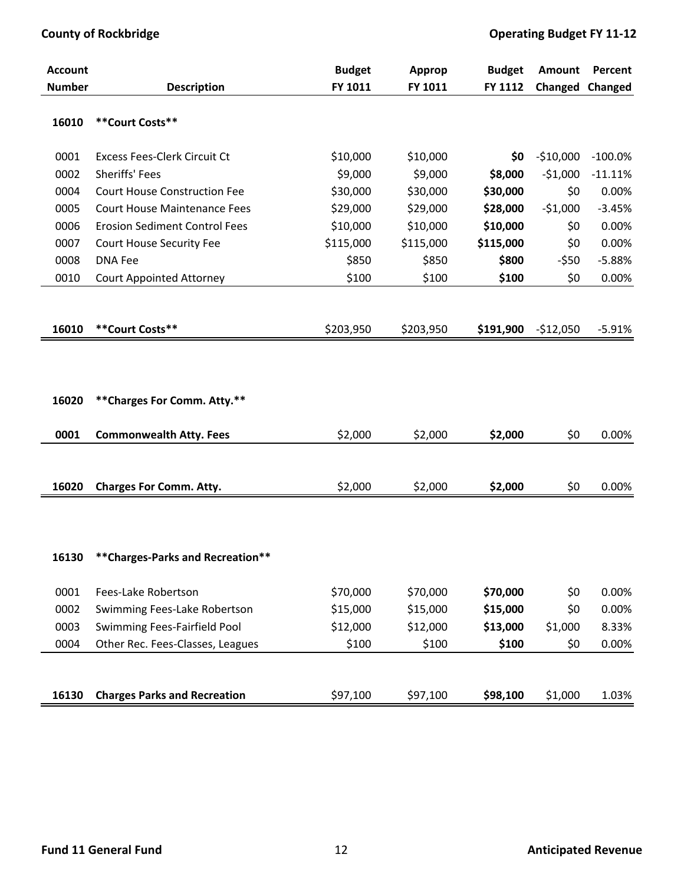| Account Number | Description | Budget FY 1011 | Approp FY 1011 | Budget FY 1112 | Amount Changed | Percent Changed |
|---|---|---|---|---|---|---|
| **16010** | **\*\*Court Costs\*\*** | | | | | |
| 0001 | Excess Fees-Clerk Circuit Ct | $10,000 | $10,000 | **$0** | -$10,000 | -100.0% |
| 0002 | Sheriffs' Fees | $9,000 | $9,000 | **$8,000** | -$1,000 | -11.11% |
| 0004 | Court House Construction Fee | $30,000 | $30,000 | **$30,000** | $0 | 0.00% |
| 0005 | Court House Maintenance Fees | $29,000 | $29,000 | **$28,000** | -$1,000 | -3.45% |
| 0006 | Erosion Sediment Control Fees | $10,000 | $10,000 | **$10,000** | $0 | 0.00% |
| 0007 | Court House Security Fee | $115,000 | $115,000 | **$115,000** | $0 | 0.00% |
| 0008 | DNA Fee | $850 | $850 | **$800** | -$50 | -5.88% |
| 0010 | Court Appointed Attorney | $100 | $100 | **$100** | $0 | 0.00% |
| **16010** | **\*\*Court Costs\*\*** | $203,950 | $203,950 | **$191,900** | -$12,050 | -5.91% |
| **16020** | **\*\*Charges For Comm. Atty.\*\*** | | | | | |
| **0001** | **Commonwealth Atty. Fees** | $2,000 | $2,000 | **$2,000** | $0 | 0.00% |
| **16020** | **Charges For Comm. Atty.** | $2,000 | $2,000 | **$2,000** | $0 | 0.00% |
| **16130** | **\*\*Charges-Parks and Recreation\*\*** | | | | | |
| 0001 | Fees-Lake Robertson | $70,000 | $70,000 | **$70,000** | $0 | 0.00% |
| 0002 | Swimming Fees-Lake Robertson | $15,000 | $15,000 | **$15,000** | $0 | 0.00% |
| 0003 | Swimming Fees-Fairfield Pool | $12,000 | $12,000 | **$13,000** | $1,000 | 8.33% |
| 0004 | Other Rec. Fees-Classes, Leagues | $100 | $100 | **$100** | $0 | 0.00% |
| **16130** | **Charges Parks and Recreation** | $97,100 | $97,100 | **$98,100** | $1,000 | 1.03% |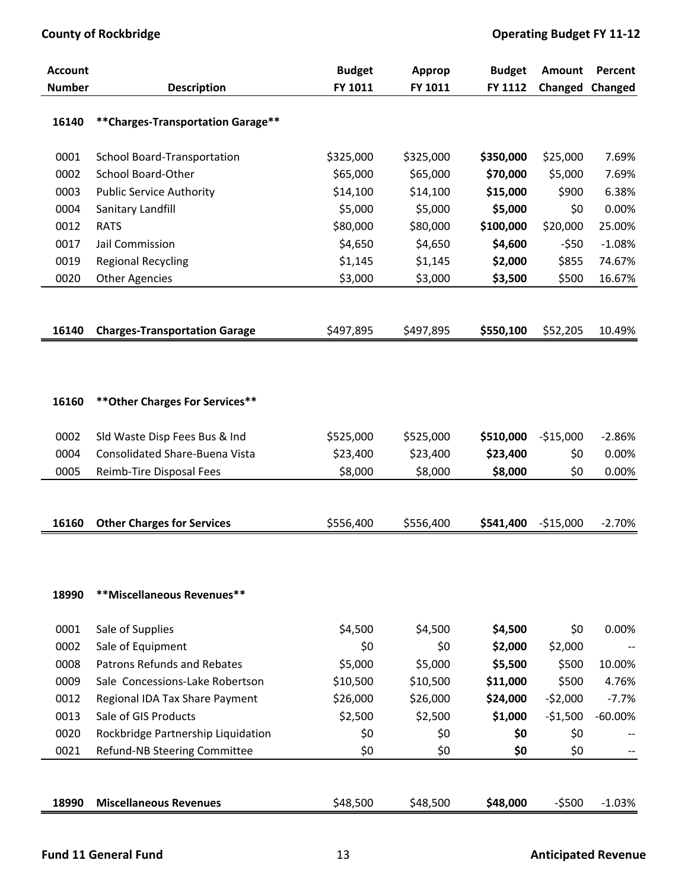| Account Number | Description | Budget FY 1011 | Approp FY 1011 | Budget FY 1112 | Amount Changed | Percent Changed |
|---|---|---|---|---|---|---|
| **16140** | **\*\*Charges-Transportation Garage\*\*** | | | | | |
| 0001 | School Board-Transportation | $325,000 | $325,000 | **$350,000** | $25,000 | 7.69% |
| 0002 | School Board-Other | $65,000 | $65,000 | **$70,000** | $5,000 | 7.69% |
| 0003 | Public Service Authority | $14,100 | $14,100 | **$15,000** | $900 | 6.38% |
| 0004 | Sanitary Landfill | $5,000 | $5,000 | **$5,000** | $0 | 0.00% |
| 0012 | RATS | $80,000 | $80,000 | **$100,000** | $20,000 | 25.00% |
| 0017 | Jail Commission | $4,650 | $4,650 | **$4,600** | -$50 | -1.08% |
| 0019 | Regional Recycling | $1,145 | $1,145 | **$2,000** | $855 | 74.67% |
| 0020 | Other Agencies | $3,000 | $3,000 | **$3,500** | $500 | 16.67% |
| **16140** | **Charges-Transportation Garage** | $497,895 | $497,895 | **$550,100** | $52,205 | 10.49% |
| **16160** | **\*\*Other Charges For Services\*\*** | | | | | |
| 0002 | Sld Waste Disp Fees Bus & Ind | $525,000 | $525,000 | **$510,000** | -$15,000 | -2.86% |
| 0004 | Consolidated Share-Buena Vista | $23,400 | $23,400 | **$23,400** | $0 | 0.00% |
| 0005 | Reimb-Tire Disposal Fees | $8,000 | $8,000 | **$8,000** | $0 | 0.00% |
| **16160** | **Other Charges for Services** | $556,400 | $556,400 | **$541,400** | -$15,000 | -2.70% |
| **18990** | **\*\*Miscellaneous Revenues\*\*** | | | | | |
| 0001 | Sale of Supplies | $4,500 | $4,500 | **$4,500** | $0 | 0.00% |
| 0002 | Sale of Equipment | $0 | $0 | **$2,000** | $2,000 | -- |
| 0008 | Patrons Refunds and Rebates | $5,000 | $5,000 | **$5,500** | $500 | 10.00% |
| 0009 | Sale Concessions-Lake Robertson | $10,500 | $10,500 | **$11,000** | $500 | 4.76% |
| 0012 | Regional IDA Tax Share Payment | $26,000 | $26,000 | **$24,000** | -$2,000 | -7.7% |
| 0013 | Sale of GIS Products | $2,500 | $2,500 | **$1,000** | -$1,500 | -60.00% |
| 0020 | Rockbridge Partnership Liquidation | $0 | $0 | **$0** | $0 | -- |
| 0021 | Refund-NB Steering Committee | $0 | $0 | **$0** | $0 | -- |
| **18990** | **Miscellaneous Revenues** | $48,500 | $48,500 | **$48,000** | -$500 | -1.03% |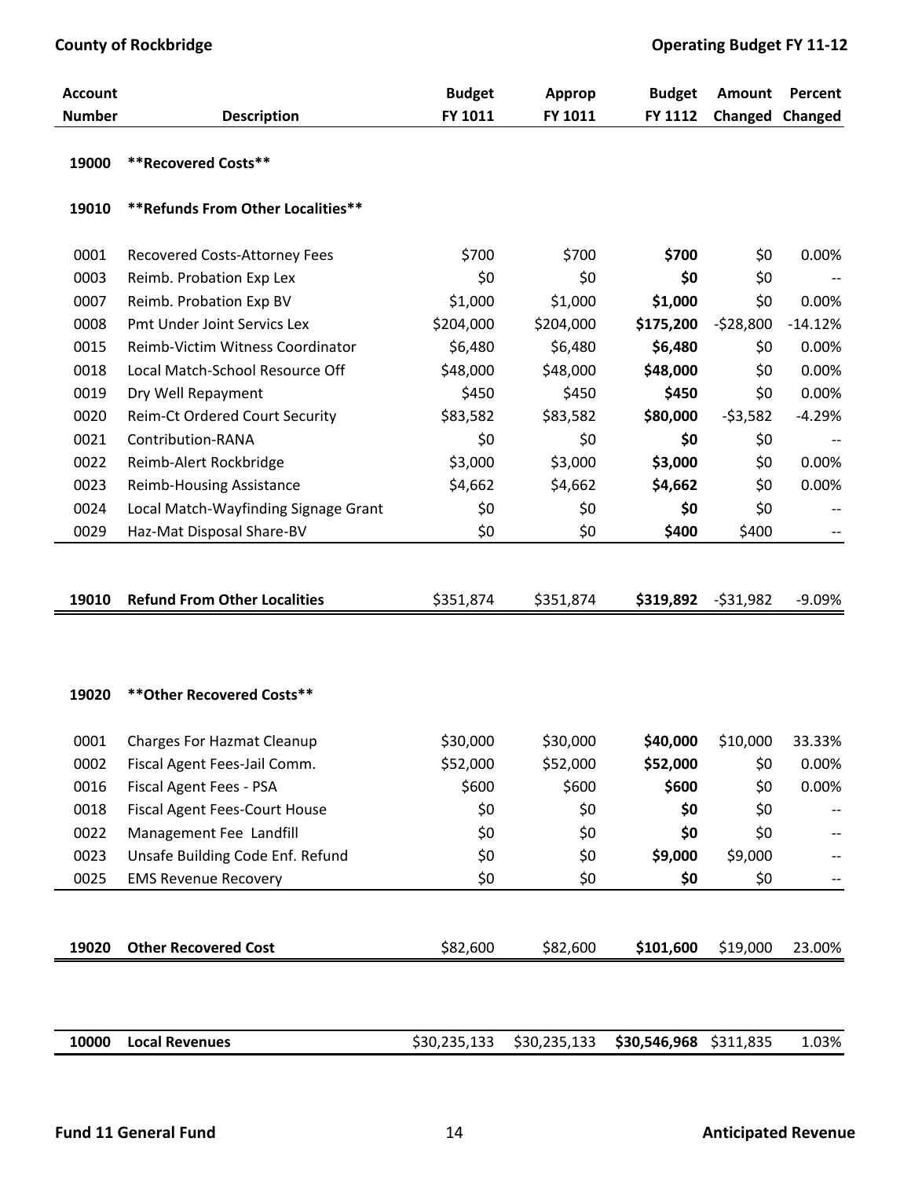| Account Number | Description | Budget FY 1011 | Approp FY 1011 | Budget FY 1112 | Amount Changed | Percent Changed |
|---|---|---|---|---|---|---|
| 19000 | **Recovered Costs** | | | | | |
| 19010 | **Refunds From Other Localities** | | | | | |
| 0001 | Recovered Costs-Attorney Fees | $700 | $700 | **$700** | $0 | 0.00% |
| 0003 | Reimb. Probation Exp Lex | $0 | $0 | **$0** | $0 | -- |
| 0007 | Reimb. Probation Exp BV | $1,000 | $1,000 | **$1,000** | $0 | 0.00% |
| 0008 | Pmt Under Joint Servics Lex | $204,000 | $204,000 | **$175,200** | -$28,800 | -14.12% |
| 0015 | Reimb-Victim Witness Coordinator | $6,480 | $6,480 | **$6,480** | $0 | 0.00% |
| 0018 | Local Match-School Resource Off | $48,000 | $48,000 | **$48,000** | $0 | 0.00% |
| 0019 | Dry Well Repayment | $450 | $450 | **$450** | $0 | 0.00% |
| 0020 | Reim-Ct Ordered Court Security | $83,582 | $83,582 | **$80,000** | -$3,582 | -4.29% |
| 0021 | Contribution-RANA | $0 | $0 | **$0** | $0 | -- |
| 0022 | Reimb-Alert Rockbridge | $3,000 | $3,000 | **$3,000** | $0 | 0.00% |
| 0023 | Reimb-Housing Assistance | $4,662 | $4,662 | **$4,662** | $0 | 0.00% |
| 0024 | Local Match-Wayfinding Signage Grant | $0 | $0 | **$0** | $0 | -- |
| 0029 | Haz-Mat Disposal Share-BV | $0 | $0 | **$400** | $400 | -- |
| **19010** | **Refund From Other Localities** | $351,874 | $351,874 | **$319,892** | -$31,982 | -9.09% |
| 19020 | **Other Recovered Costs** | | | | | |
| 0001 | Charges For Hazmat Cleanup | $30,000 | $30,000 | **$40,000** | $10,000 | 33.33% |
| 0002 | Fiscal Agent Fees-Jail Comm. | $52,000 | $52,000 | **$52,000** | $0 | 0.00% |
| 0016 | Fiscal Agent Fees - PSA | $600 | $600 | **$600** | $0 | 0.00% |
| 0018 | Fiscal Agent Fees-Court House | $0 | $0 | **$0** | $0 | -- |
| 0022 | Management Fee Landfill | $0 | $0 | **$0** | $0 | -- |
| 0023 | Unsafe Building Code Enf. Refund | $0 | $0 | **$9,000** | $9,000 | -- |
| 0025 | EMS Revenue Recovery | $0 | $0 | **$0** | $0 | -- |
| **19020** | **Other Recovered Cost** | $82,600 | $82,600 | **$101,600** | $19,000 | 23.00% |
| **10000** | **Local Revenues** | $30,235,133 | $30,235,133 | **$30,546,968** | $311,835 | 1.03% |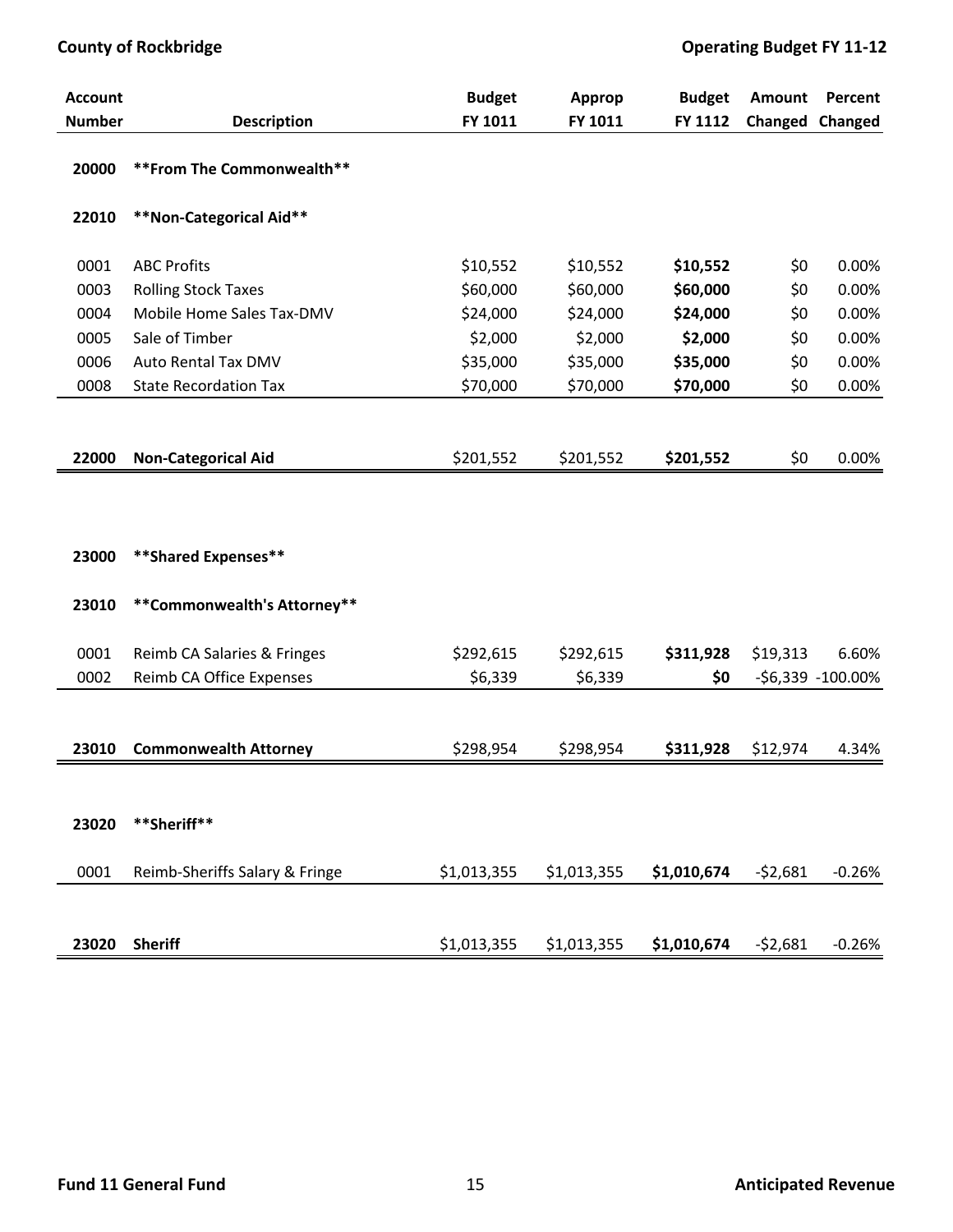| Account Number | Description | Budget FY 1011 | Approp FY 1011 | Budget FY 1112 | Amount Changed | Percent Changed |
|---|---|---|---|---|---|---|
| **20000** | **\*\*From The Commonwealth\*\*** | | | | | |
| **22010** | **\*\*Non-Categorical Aid\*\*** | | | | | |
| 0001 | ABC Profits | $10,552 | $10,552 | **$10,552** | $0 | 0.00% |
| 0003 | Rolling Stock Taxes | $60,000 | $60,000 | **$60,000** | $0 | 0.00% |
| 0004 | Mobile Home Sales Tax-DMV | $24,000 | $24,000 | **$24,000** | $0 | 0.00% |
| 0005 | Sale of Timber | $2,000 | $2,000 | **$2,000** | $0 | 0.00% |
| 0006 | Auto Rental Tax DMV | $35,000 | $35,000 | **$35,000** | $0 | 0.00% |
| 0008 | State Recordation Tax | $70,000 | $70,000 | **$70,000** | $0 | 0.00% |
| **22000** | **Non-Categorical Aid** | $201,552 | $201,552 | **$201,552** | $0 | 0.00% |
| **23000** | **\*\*Shared Expenses\*\*** | | | | | |
| **23010** | **\*\*Commonwealth's Attorney\*\*** | | | | | |
| 0001 | Reimb CA Salaries & Fringes | $292,615 | $292,615 | **$311,928** | $19,313 | 6.60% |
| 0002 | Reimb CA Office Expenses | $6,339 | $6,339 | **$0** | -$6,339 | -100.00% |
| **23010** | **Commonwealth Attorney** | $298,954 | $298,954 | **$311,928** | $12,974 | 4.34% |
| **23020** | **\*\*Sheriff\*\*** | | | | | |
| 0001 | Reimb-Sheriffs Salary & Fringe | $1,013,355 | $1,013,355 | **$1,010,674** | -$2,681 | -0.26% |
| **23020** | **Sheriff** | $1,013,355 | $1,013,355 | **$1,010,674** | -$2,681 | -0.26% |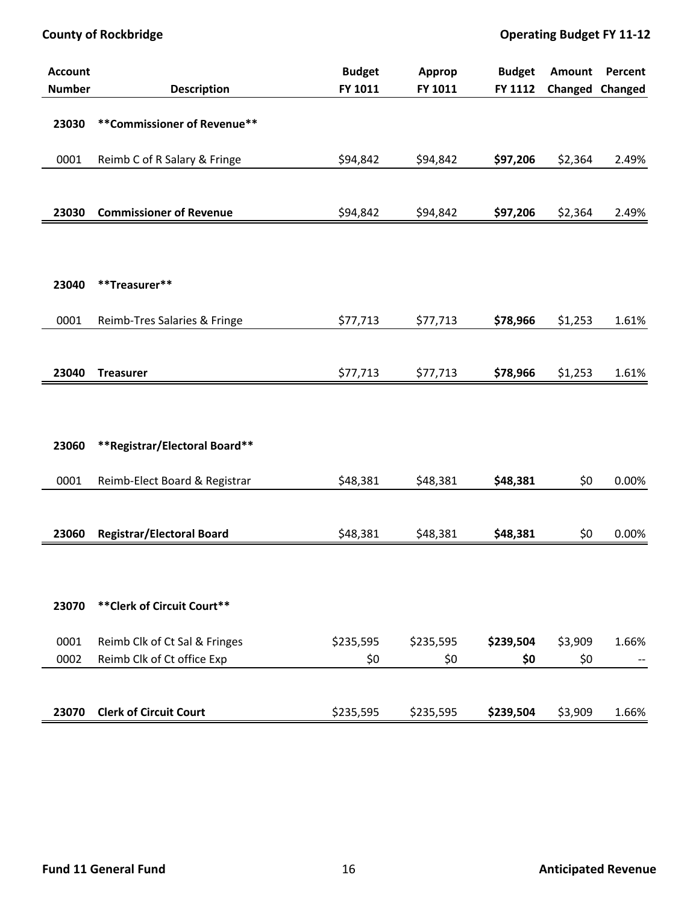| Account Number | Description | Budget FY 1011 | Approp FY 1011 | Budget FY 1112 | Amount Changed | Percent Changed |
|---|---|---|---|---|---|---|
| **23030** | **\*\*Commissioner of Revenue\*\*** | | | | | |
| 0001 | Reimb C of R Salary & Fringe | $94,842 | $94,842 | **$97,206** | $2,364 | 2.49% |
| **23030** | **Commissioner of Revenue** | $94,842 | $94,842 | **$97,206** | $2,364 | 2.49% |
| **23040** | **\*\*Treasurer\*\*** | | | | | |
| 0001 | Reimb-Tres Salaries & Fringe | $77,713 | $77,713 | **$78,966** | $1,253 | 1.61% |
| **23040** | **Treasurer** | $77,713 | $77,713 | **$78,966** | $1,253 | 1.61% |
| **23060** | **\*\*Registrar/Electoral Board\*\*** | | | | | |
| 0001 | Reimb-Elect Board & Registrar | $48,381 | $48,381 | **$48,381** | $0 | 0.00% |
| **23060** | **Registrar/Electoral Board** | $48,381 | $48,381 | **$48,381** | $0 | 0.00% |
| **23070** | **\*\*Clerk of Circuit Court\*\*** | | | | | |
| 0001 | Reimb Clk of Ct Sal & Fringes | $235,595 | $235,595 | **$239,504** | $3,909 | 1.66% |
| 0002 | Reimb Clk of Ct office Exp | $0 | $0 | **$0** | $0 | -- |
| **23070** | **Clerk of Circuit Court** | $235,595 | $235,595 | **$239,504** | $3,909 | 1.66% |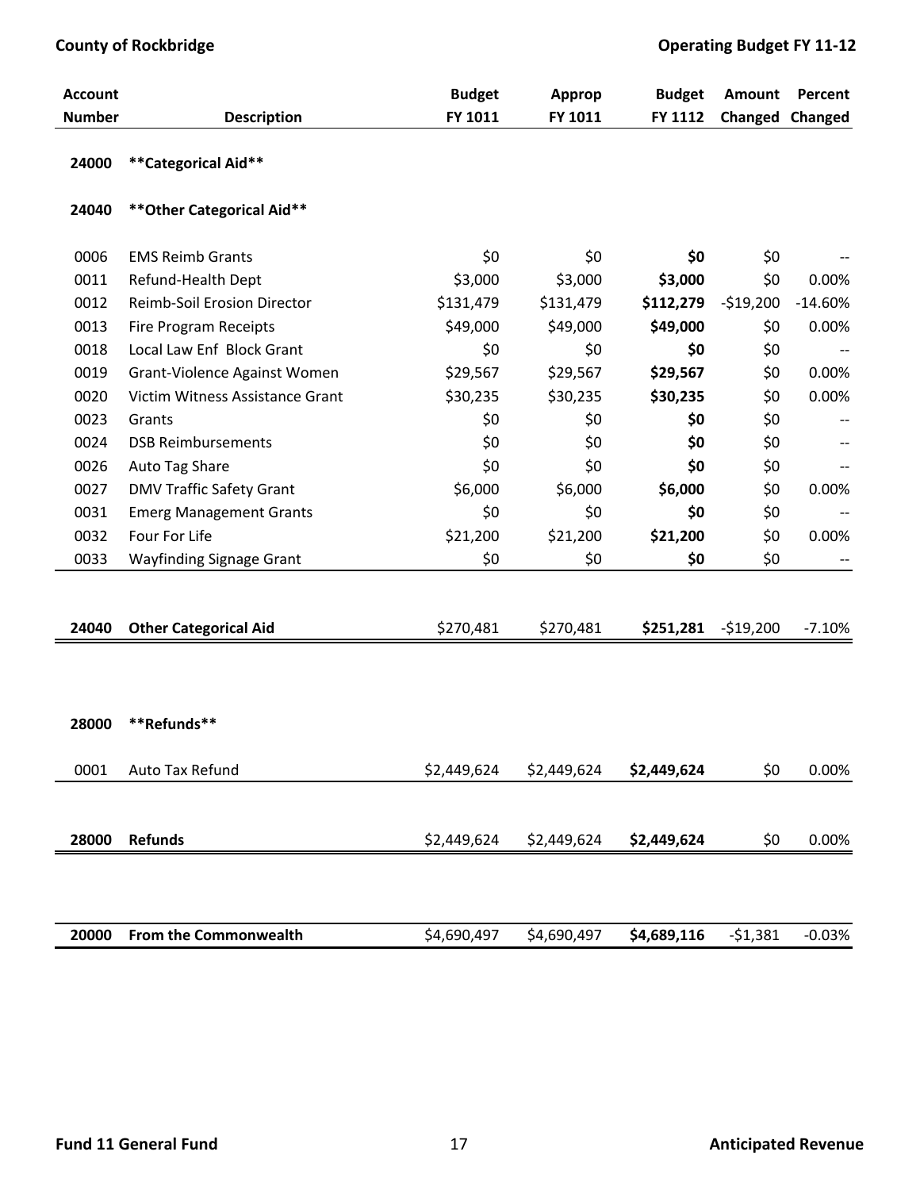| Account Number | Description | Budget FY 1011 | Approp FY 1011 | Budget FY 1112 | Amount Changed | Percent Changed |
|---|---|---|---|---|---|---|
| 24000 | **\*\*Categorical Aid\*\*** | | | | | |
| 24040 | **\*\*Other Categorical Aid\*\*** | | | | | |
| 0006 | EMS Reimb Grants | $0 | $0 | **$0** | $0 | -- |
| 0011 | Refund-Health Dept | $3,000 | $3,000 | **$3,000** | $0 | 0.00% |
| 0012 | Reimb-Soil Erosion Director | $131,479 | $131,479 | **$112,279** | -$19,200 | -14.60% |
| 0013 | Fire Program Receipts | $49,000 | $49,000 | **$49,000** | $0 | 0.00% |
| 0018 | Local Law Enf Block Grant | $0 | $0 | **$0** | $0 | -- |
| 0019 | Grant-Violence Against Women | $29,567 | $29,567 | **$29,567** | $0 | 0.00% |
| 0020 | Victim Witness Assistance Grant | $30,235 | $30,235 | **$30,235** | $0 | 0.00% |
| 0023 | Grants | $0 | $0 | **$0** | $0 | -- |
| 0024 | DSB Reimbursements | $0 | $0 | **$0** | $0 | -- |
| 0026 | Auto Tag Share | $0 | $0 | **$0** | $0 | -- |
| 0027 | DMV Traffic Safety Grant | $6,000 | $6,000 | **$6,000** | $0 | 0.00% |
| 0031 | Emerg Management Grants | $0 | $0 | **$0** | $0 | -- |
| 0032 | Four For Life | $21,200 | $21,200 | **$21,200** | $0 | 0.00% |
| 0033 | Wayfinding Signage Grant | $0 | $0 | **$0** | $0 | -- |
| **24040** | **Other Categorical Aid** | $270,481 | $270,481 | **$251,281** | -$19,200 | -7.10% |
| 28000 | **\*\*Refunds\*\*** | | | | | |
| 0001 | Auto Tax Refund | $2,449,624 | $2,449,624 | **$2,449,624** | $0 | 0.00% |
| **28000** | **Refunds** | $2,449,624 | $2,449,624 | **$2,449,624** | $0 | 0.00% |
| **20000** | **From the Commonwealth** | $4,690,497 | $4,690,497 | **$4,689,116** | -$1,381 | -0.03% |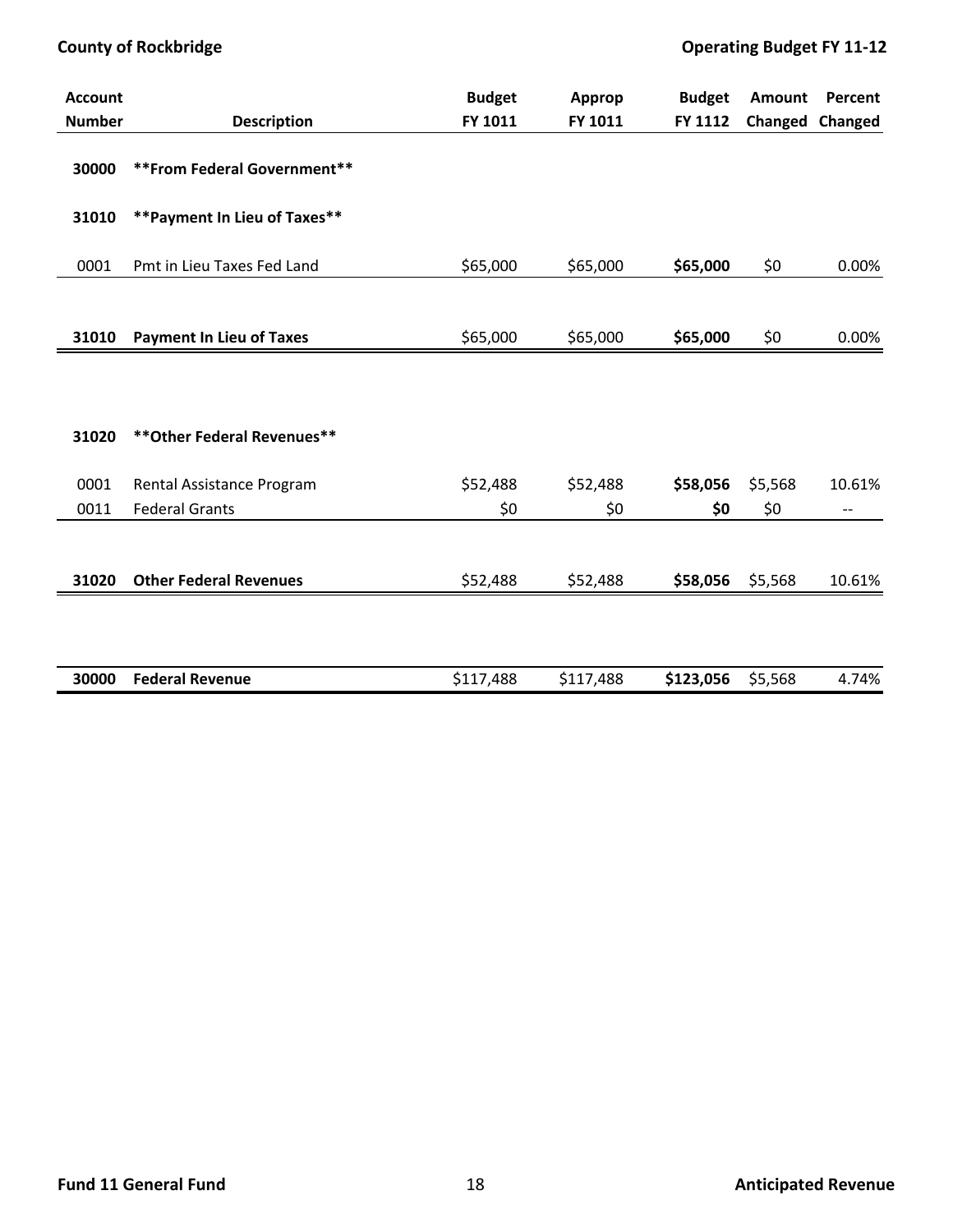| Account Number | Description | Budget FY 1011 | Approp FY 1011 | Budget FY 1112 | Amount Changed | Percent Changed |
|---|---|---|---|---|---|---|
| **30000** | **\*\*From Federal Government\*\*** | | | | | |
| **31010** | **\*\*Payment In Lieu of Taxes\*\*** | | | | | |
| 0001 | Pmt in Lieu Taxes Fed Land | $65,000 | $65,000 | **$65,000** | $0 | 0.00% |
| **31010** | **Payment In Lieu of Taxes** | $65,000 | $65,000 | **$65,000** | $0 | 0.00% |
| **31020** | **\*\*Other Federal Revenues\*\*** | | | | | |
| 0001 | Rental Assistance Program | $52,488 | $52,488 | **$58,056** | $5,568 | 10.61% |
| 0011 | Federal Grants | $0 | $0 | **$0** | $0 | -- |
| **31020** | **Other Federal Revenues** | $52,488 | $52,488 | **$58,056** | $5,568 | 10.61% |
| **30000** | **Federal Revenue** | $117,488 | $117,488 | **$123,056** | $5,568 | 4.74% |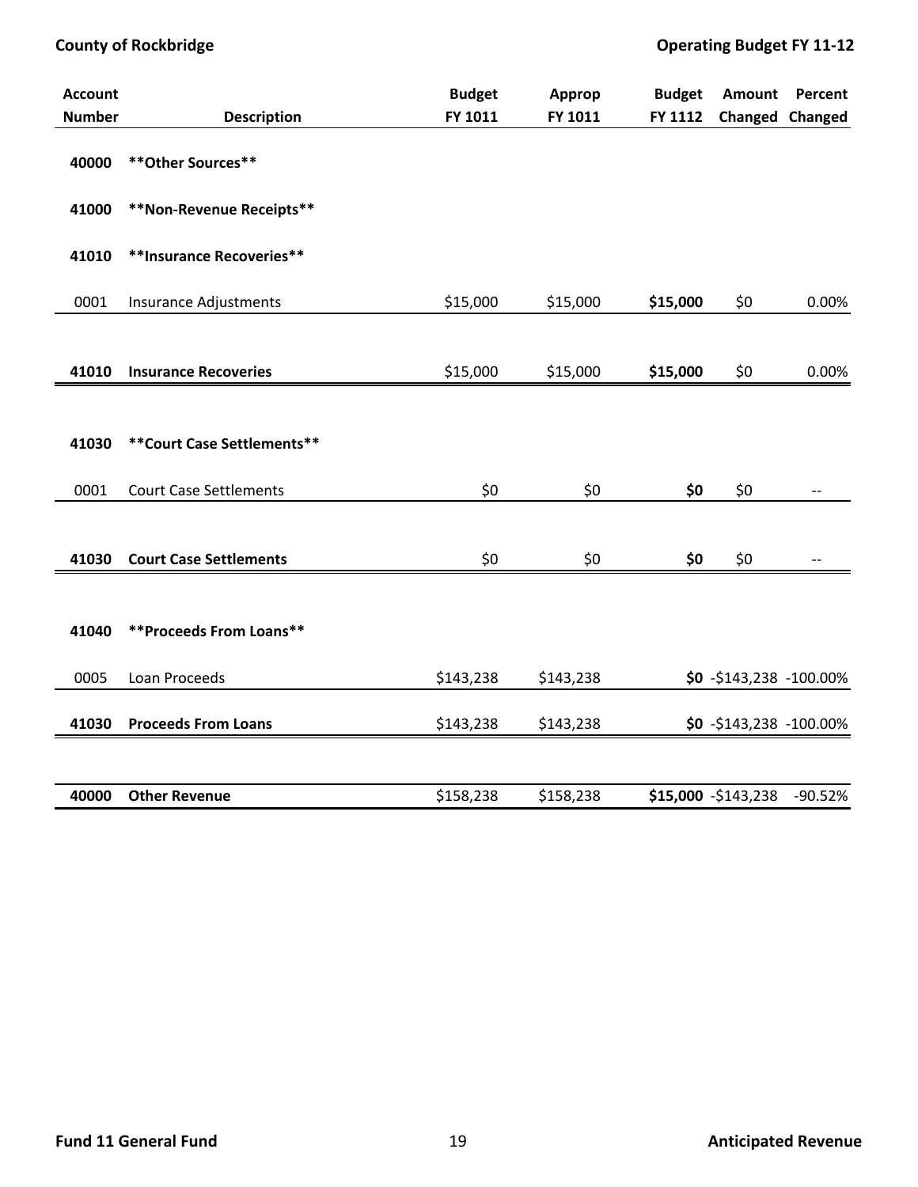| Account Number | Description | Budget FY 1011 | Approp FY 1011 | Budget FY 1112 | Amount Changed | Percent Changed |
|---|---|---|---|---|---|---|
| **40000** | **\*\*Other Sources\*\*** | | | | | |
| **41000** | **\*\*Non-Revenue Receipts\*\*** | | | | | |
| **41010** | **\*\*Insurance Recoveries\*\*** | | | | | |
| 0001 | Insurance Adjustments | $15,000 | $15,000 | **$15,000** | $0 | 0.00% |
| **41010** | **Insurance Recoveries** | $15,000 | $15,000 | **$15,000** | $0 | 0.00% |
| **41030** | **\*\*Court Case Settlements\*\*** | | | | | |
| 0001 | Court Case Settlements | $0 | $0 | **$0** | $0 | -- |
| **41030** | **Court Case Settlements** | $0 | $0 | **$0** | $0 | -- |
| **41040** | **\*\*Proceeds From Loans\*\*** | | | | | |
| 0005 | Loan Proceeds | $143,238 | $143,238 | **$0** | -$143,238 | -100.00% |
| **41030** | **Proceeds From Loans** | $143,238 | $143,238 | **$0** | -$143,238 | -100.00% |
| **40000** | **Other Revenue** | $158,238 | $158,238 | **$15,000** | -$143,238 | -90.52% |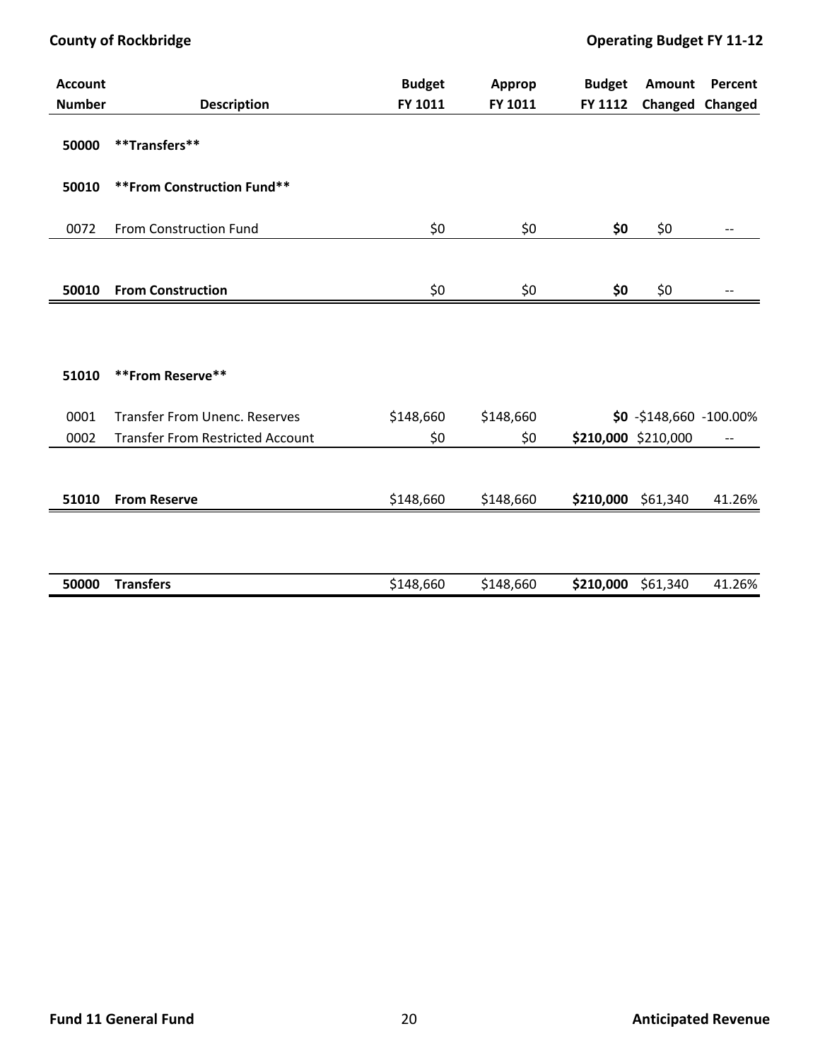| Account Number | Description | Budget FY 1011 | Approp FY 1011 | Budget FY 1112 | Amount Changed | Percent Changed |
|---|---|---|---|---|---|---|
| **50000** | **\*\*Transfers\*\*** | | | | | |
| **50010** | **\*\*From Construction Fund\*\*** | | | | | |
| 0072 | From Construction Fund | $0 | $0 | **$0** | $0 | -- |
| **50010** | **From Construction** | $0 | $0 | **$0** | $0 | -- |
| **51010** | **\*\*From Reserve\*\*** | | | | | |
| 0001 | Transfer From Unenc. Reserves | $148,660 | $148,660 | **$0** | -$148,660 | -100.00% |
| 0002 | Transfer From Restricted Account | $0 | $0 | **$210,000** | $210,000 | -- |
| **51010** | **From Reserve** | $148,660 | $148,660 | **$210,000** | $61,340 | 41.26% |
| **50000** | **Transfers** | $148,660 | $148,660 | **$210,000** | $61,340 | 41.26% |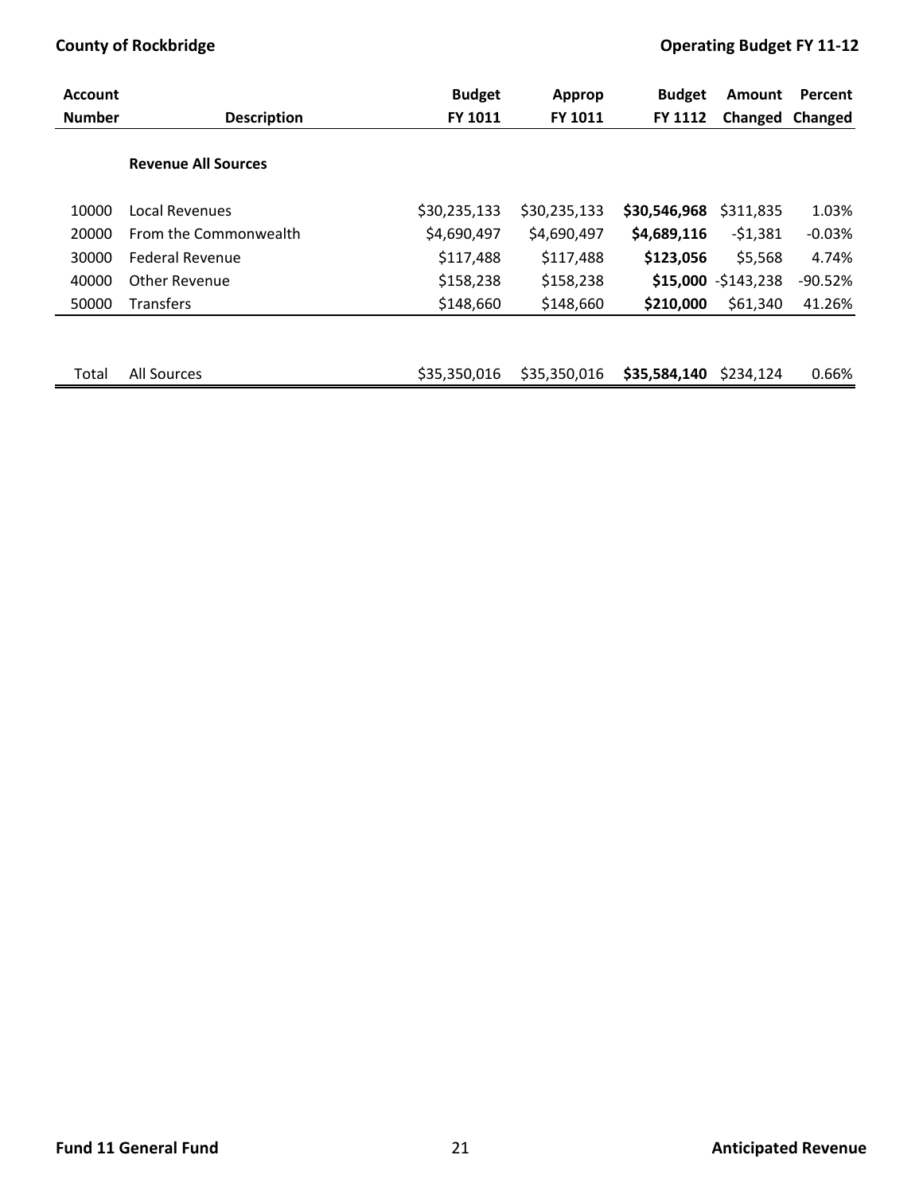| Account Number | Description | Budget FY 1011 | Approp FY 1011 | Budget FY 1112 | Amount Changed | Percent Changed |
|---|---|---|---|---|---|---|
| | **Revenue All Sources** | | | | | |
| 10000 | Local Revenues | \$30,235,133 | \$30,235,133 | **\$30,546,968** | \$311,835 | 1.03% |
| 20000 | From the Commonwealth | \$4,690,497 | \$4,690,497 | **\$4,689,116** | -\$1,381 | -0.03% |
| 30000 | Federal Revenue | \$117,488 | \$117,488 | **\$123,056** | \$5,568 | 4.74% |
| 40000 | Other Revenue | \$158,238 | \$158,238 | **\$15,000** | -\$143,238 | -90.52% |
| 50000 | Transfers | \$148,660 | \$148,660 | **\$210,000** | \$61,340 | 41.26% |
| Total | All Sources | \$35,350,016 | \$35,350,016 | **\$35,584,140** | \$234,124 | 0.66% |